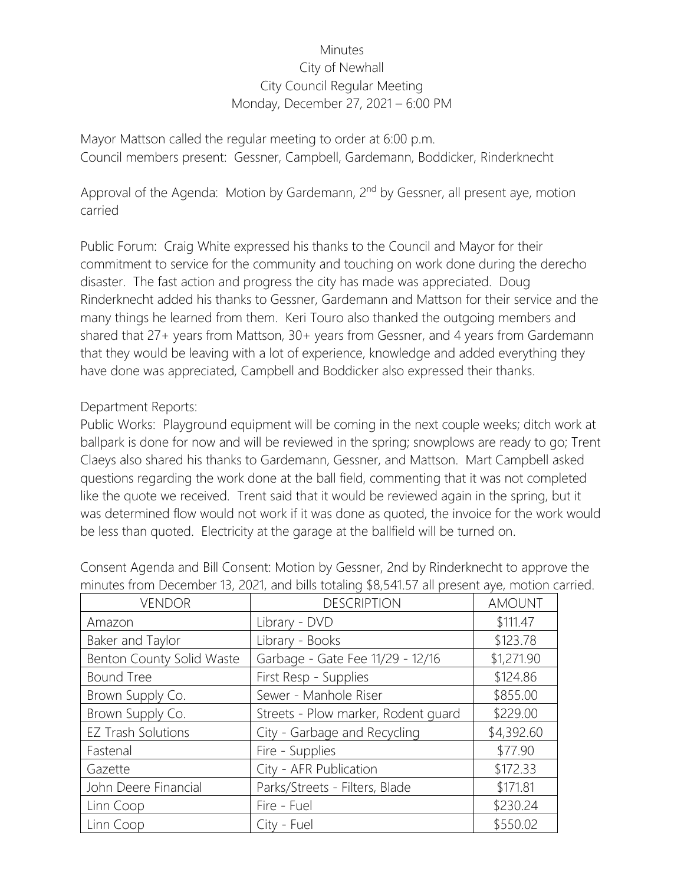# Minutes
## City of Newhall
## City Council Regular Meeting
## Monday, December 27, 2021 – 6:00 PM

Mayor Mattson called the regular meeting to order at 6:00 p.m.
Council members present: Gessner, Campbell, Gardemann, Boddicker, Rinderknecht

Approval of the Agenda: Motion by Gardemann, 2nd by Gessner, all present aye, motion carried

Public Forum: Craig White expressed his thanks to the Council and Mayor for their commitment to service for the community and touching on work done during the derecho disaster. The fast action and progress the city has made was appreciated. Doug Rinderknecht added his thanks to Gessner, Gardemann and Mattson for their service and the many things he learned from them. Keri Touro also thanked the outgoing members and shared that 27+ years from Mattson, 30+ years from Gessner, and 4 years from Gardemann that they would be leaving with a lot of experience, knowledge and added everything they have done was appreciated, Campbell and Boddicker also expressed their thanks.

Department Reports:
Public Works: Playground equipment will be coming in the next couple weeks; ditch work at ballpark is done for now and will be reviewed in the spring; snowplows are ready to go; Trent Claeys also shared his thanks to Gardemann, Gessner, and Mattson. Mart Campbell asked questions regarding the work done at the ball field, commenting that it was not completed like the quote we received. Trent said that it would be reviewed again in the spring, but it was determined flow would not work if it was done as quoted, the invoice for the work would be less than quoted. Electricity at the garage at the ballfield will be turned on.

Consent Agenda and Bill Consent: Motion by Gessner, 2nd by Rinderknecht to approve the minutes from December 13, 2021, and bills totaling $8,541.57 all present aye, motion carried.

| VENDOR | DESCRIPTION | AMOUNT |
|---|---|---|
| Amazon | Library - DVD | $111.47 |
| Baker and Taylor | Library - Books | $123.78 |
| Benton County Solid Waste | Garbage - Gate Fee 11/29 - 12/16 | $1,271.90 |
| Bound Tree | First Resp - Supplies | $124.86 |
| Brown Supply Co. | Sewer - Manhole Riser | $855.00 |
| Brown Supply Co. | Streets - Plow marker, Rodent guard | $229.00 |
| EZ Trash Solutions | City - Garbage and Recycling | $4,392.60 |
| Fastenal | Fire - Supplies | $77.90 |
| Gazette | City - AFR Publication | $172.33 |
| John Deere Financial | Parks/Streets - Filters, Blade | $171.81 |
| Linn Coop | Fire - Fuel | $230.24 |
| Linn Coop | City - Fuel | $550.02 |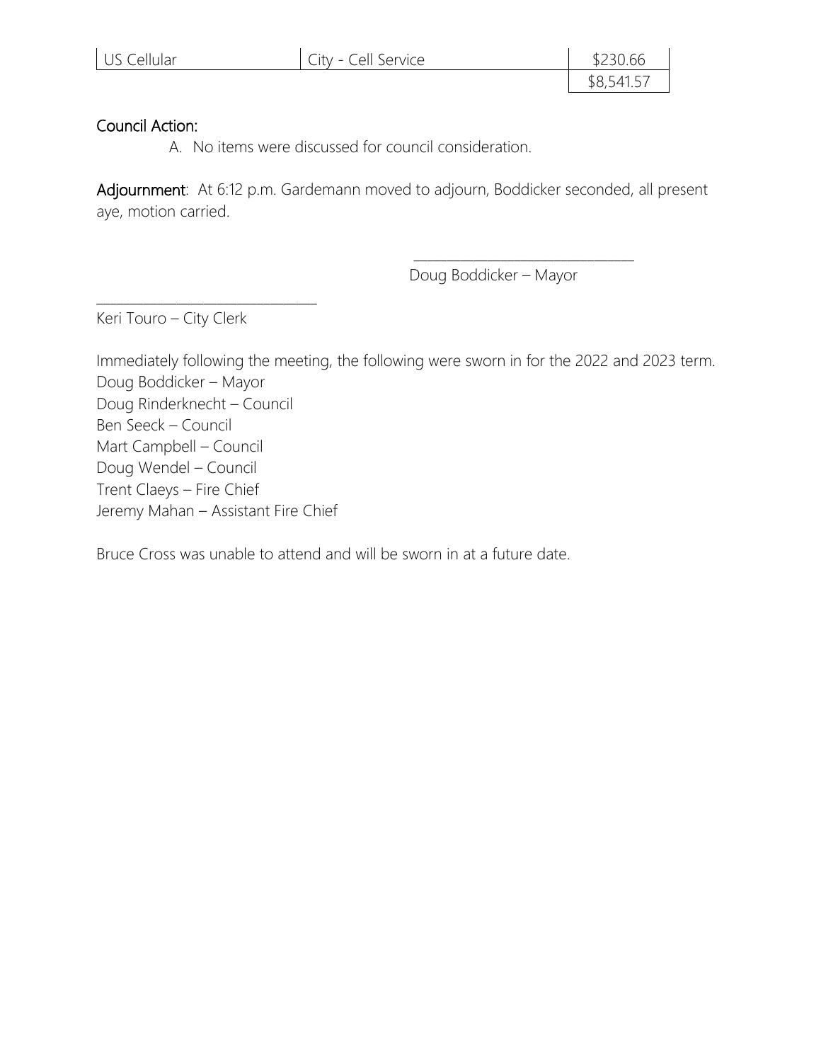| | | |
|---|---|---|
| US Cellular | City - Cell Service | $230.66 |
| | | $8,541.57 |

## Council Action:

A. No items were discussed for council consideration.

**Adjournment**: At 6:12 p.m. Gardemann moved to adjourn, Boddicker seconded, all present aye, motion carried.

\_\_\_\_\_\_\_\_\_\_\_\_\_\_\_\_\_\_\_\_\_\_\_\_\_\_\_\_\_\_
Doug Boddicker – Mayor

\_\_\_\_\_\_\_\_\_\_\_\_\_\_\_\_\_\_\_\_\_\_\_\_\_\_\_\_\_\_
Keri Touro – City Clerk

Immediately following the meeting, the following were sworn in for the 2022 and 2023 term.
Doug Boddicker – Mayor
Doug Rinderknecht – Council
Ben Seeck – Council
Mart Campbell – Council
Doug Wendel – Council
Trent Claeys – Fire Chief
Jeremy Mahan – Assistant Fire Chief

Bruce Cross was unable to attend and will be sworn in at a future date.